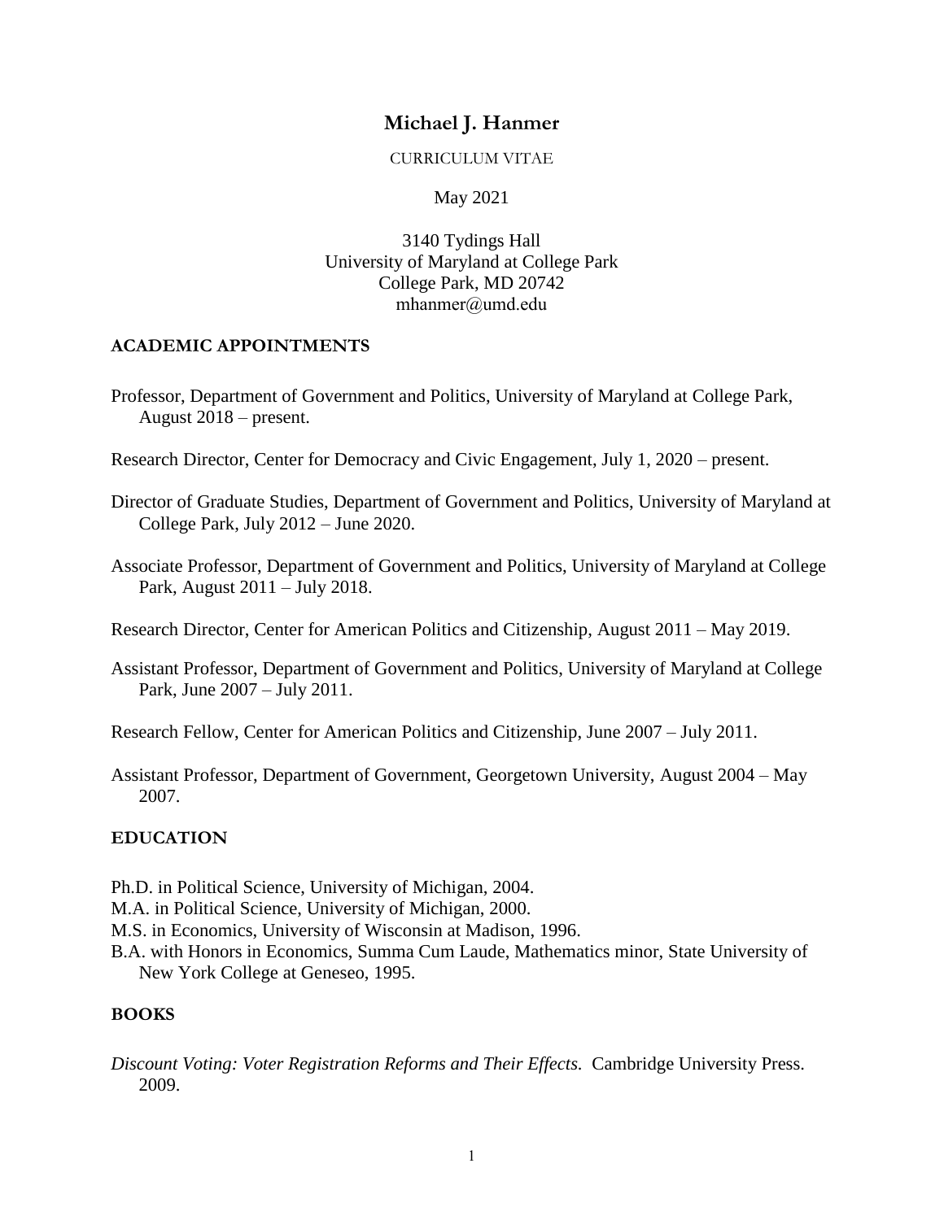# Michael J. Hanmer

CURRICULUM VITAE

May 2021

3140 Tydings Hall
University of Maryland at College Park
College Park, MD 20742
mhanmer@umd.edu

## ACADEMIC APPOINTMENTS

Professor, Department of Government and Politics, University of Maryland at College Park, August 2018 – present.

Research Director, Center for Democracy and Civic Engagement, July 1, 2020 – present.

Director of Graduate Studies, Department of Government and Politics, University of Maryland at College Park, July 2012 – June 2020.

Associate Professor, Department of Government and Politics, University of Maryland at College Park, August 2011 – July 2018.

Research Director, Center for American Politics and Citizenship, August 2011 – May 2019.

Assistant Professor, Department of Government and Politics, University of Maryland at College Park, June 2007 – July 2011.

Research Fellow, Center for American Politics and Citizenship, June 2007 – July 2011.

Assistant Professor, Department of Government, Georgetown University, August 2004 – May 2007.

## EDUCATION

Ph.D. in Political Science, University of Michigan, 2004.
M.A. in Political Science, University of Michigan, 2000.
M.S. in Economics, University of Wisconsin at Madison, 1996.
B.A. with Honors in Economics, Summa Cum Laude, Mathematics minor, State University of New York College at Geneseo, 1995.

## BOOKS

*Discount Voting: Voter Registration Reforms and Their Effects.* Cambridge University Press. 2009.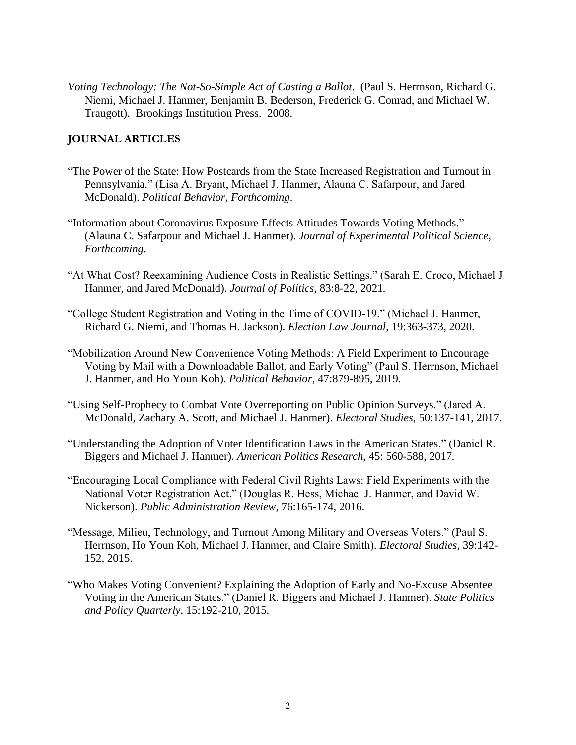*Voting Technology: The Not-So-Simple Act of Casting a Ballot*. (Paul S. Herrnson, Richard G. Niemi, Michael J. Hanmer, Benjamin B. Bederson, Frederick G. Conrad, and Michael W. Traugott). Brookings Institution Press. 2008.

## JOURNAL ARTICLES

"The Power of the State: How Postcards from the State Increased Registration and Turnout in Pennsylvania." (Lisa A. Bryant, Michael J. Hanmer, Alauna C. Safarpour, and Jared McDonald). *Political Behavior, Forthcoming*.

"Information about Coronavirus Exposure Effects Attitudes Towards Voting Methods." (Alauna C. Safarpour and Michael J. Hanmer). *Journal of Experimental Political Science, Forthcoming*.

"At What Cost? Reexamining Audience Costs in Realistic Settings." (Sarah E. Croco, Michael J. Hanmer, and Jared McDonald). *Journal of Politics*, 83:8-22, 2021.

"College Student Registration and Voting in the Time of COVID-19." (Michael J. Hanmer, Richard G. Niemi, and Thomas H. Jackson). *Election Law Journal*, 19:363-373, 2020.

"Mobilization Around New Convenience Voting Methods: A Field Experiment to Encourage Voting by Mail with a Downloadable Ballot, and Early Voting" (Paul S. Herrnson, Michael J. Hanmer, and Ho Youn Koh). *Political Behavior*, 47:879-895, 2019.

"Using Self-Prophecy to Combat Vote Overreporting on Public Opinion Surveys." (Jared A. McDonald, Zachary A. Scott, and Michael J. Hanmer). *Electoral Studies*, 50:137-141, 2017.

"Understanding the Adoption of Voter Identification Laws in the American States." (Daniel R. Biggers and Michael J. Hanmer). *American Politics Research*, 45: 560-588, 2017.

"Encouraging Local Compliance with Federal Civil Rights Laws: Field Experiments with the National Voter Registration Act." (Douglas R. Hess, Michael J. Hanmer, and David W. Nickerson). *Public Administration Review*, 76:165-174, 2016.

"Message, Milieu, Technology, and Turnout Among Military and Overseas Voters." (Paul S. Herrnson, Ho Youn Koh, Michael J. Hanmer, and Claire Smith). *Electoral Studies*, 39:142-152, 2015.

"Who Makes Voting Convenient? Explaining the Adoption of Early and No-Excuse Absentee Voting in the American States." (Daniel R. Biggers and Michael J. Hanmer). *State Politics and Policy Quarterly*, 15:192-210, 2015.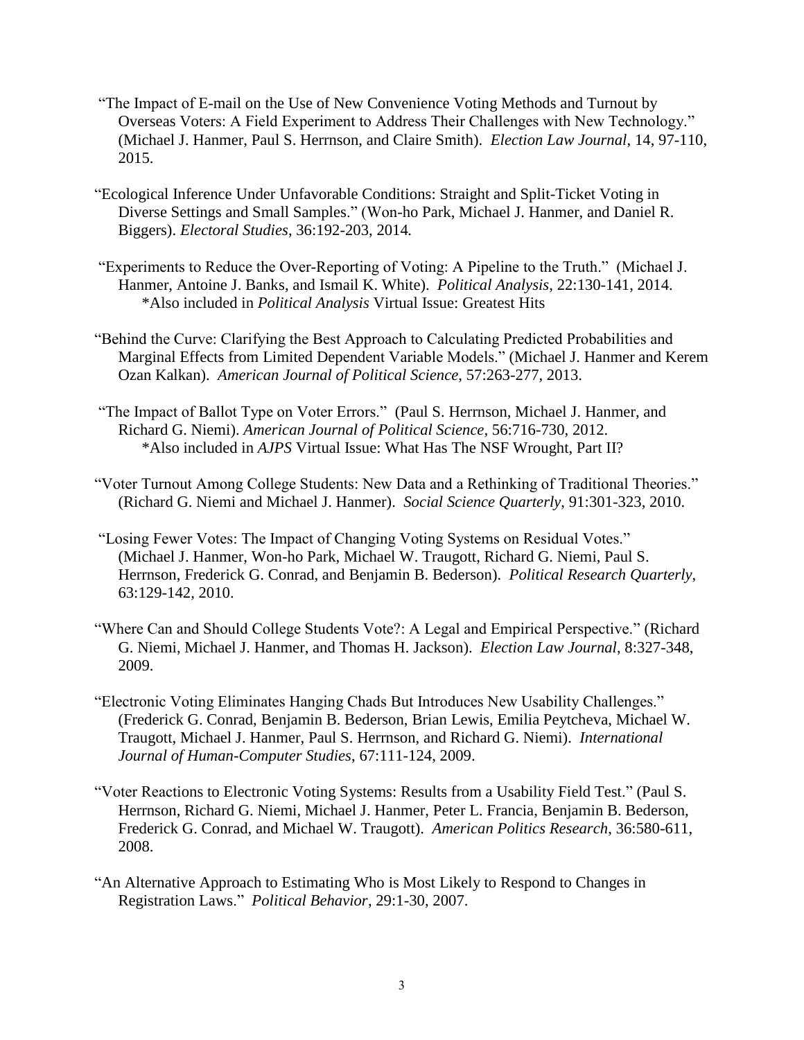"The Impact of E-mail on the Use of New Convenience Voting Methods and Turnout by Overseas Voters: A Field Experiment to Address Their Challenges with New Technology." (Michael J. Hanmer, Paul S. Herrnson, and Claire Smith). *Election Law Journal*, 14, 97-110, 2015.

"Ecological Inference Under Unfavorable Conditions: Straight and Split-Ticket Voting in Diverse Settings and Small Samples." (Won-ho Park, Michael J. Hanmer, and Daniel R. Biggers). *Electoral Studies*, 36:192-203, 2014.

"Experiments to Reduce the Over-Reporting of Voting: A Pipeline to the Truth." (Michael J. Hanmer, Antoine J. Banks, and Ismail K. White). *Political Analysis*, 22:130-141, 2014.
*Also included in *Political Analysis* Virtual Issue: Greatest Hits

"Behind the Curve: Clarifying the Best Approach to Calculating Predicted Probabilities and Marginal Effects from Limited Dependent Variable Models." (Michael J. Hanmer and Kerem Ozan Kalkan). *American Journal of Political Science*, 57:263-277, 2013.

"The Impact of Ballot Type on Voter Errors." (Paul S. Herrnson, Michael J. Hanmer, and Richard G. Niemi). *American Journal of Political Science*, 56:716-730, 2012.
*Also included in *AJPS* Virtual Issue: What Has The NSF Wrought, Part II?

"Voter Turnout Among College Students: New Data and a Rethinking of Traditional Theories." (Richard G. Niemi and Michael J. Hanmer). *Social Science Quarterly*, 91:301-323, 2010.

"Losing Fewer Votes: The Impact of Changing Voting Systems on Residual Votes." (Michael J. Hanmer, Won-ho Park, Michael W. Traugott, Richard G. Niemi, Paul S. Herrnson, Frederick G. Conrad, and Benjamin B. Bederson). *Political Research Quarterly*, 63:129-142, 2010.

"Where Can and Should College Students Vote?: A Legal and Empirical Perspective." (Richard G. Niemi, Michael J. Hanmer, and Thomas H. Jackson). *Election Law Journal*, 8:327-348, 2009.

"Electronic Voting Eliminates Hanging Chads But Introduces New Usability Challenges." (Frederick G. Conrad, Benjamin B. Bederson, Brian Lewis, Emilia Peytcheva, Michael W. Traugott, Michael J. Hanmer, Paul S. Herrnson, and Richard G. Niemi). *International Journal of Human-Computer Studies*, 67:111-124, 2009.

"Voter Reactions to Electronic Voting Systems: Results from a Usability Field Test." (Paul S. Herrnson, Richard G. Niemi, Michael J. Hanmer, Peter L. Francia, Benjamin B. Bederson, Frederick G. Conrad, and Michael W. Traugott). *American Politics Research*, 36:580-611, 2008.

"An Alternative Approach to Estimating Who is Most Likely to Respond to Changes in Registration Laws." *Political Behavior*, 29:1-30, 2007.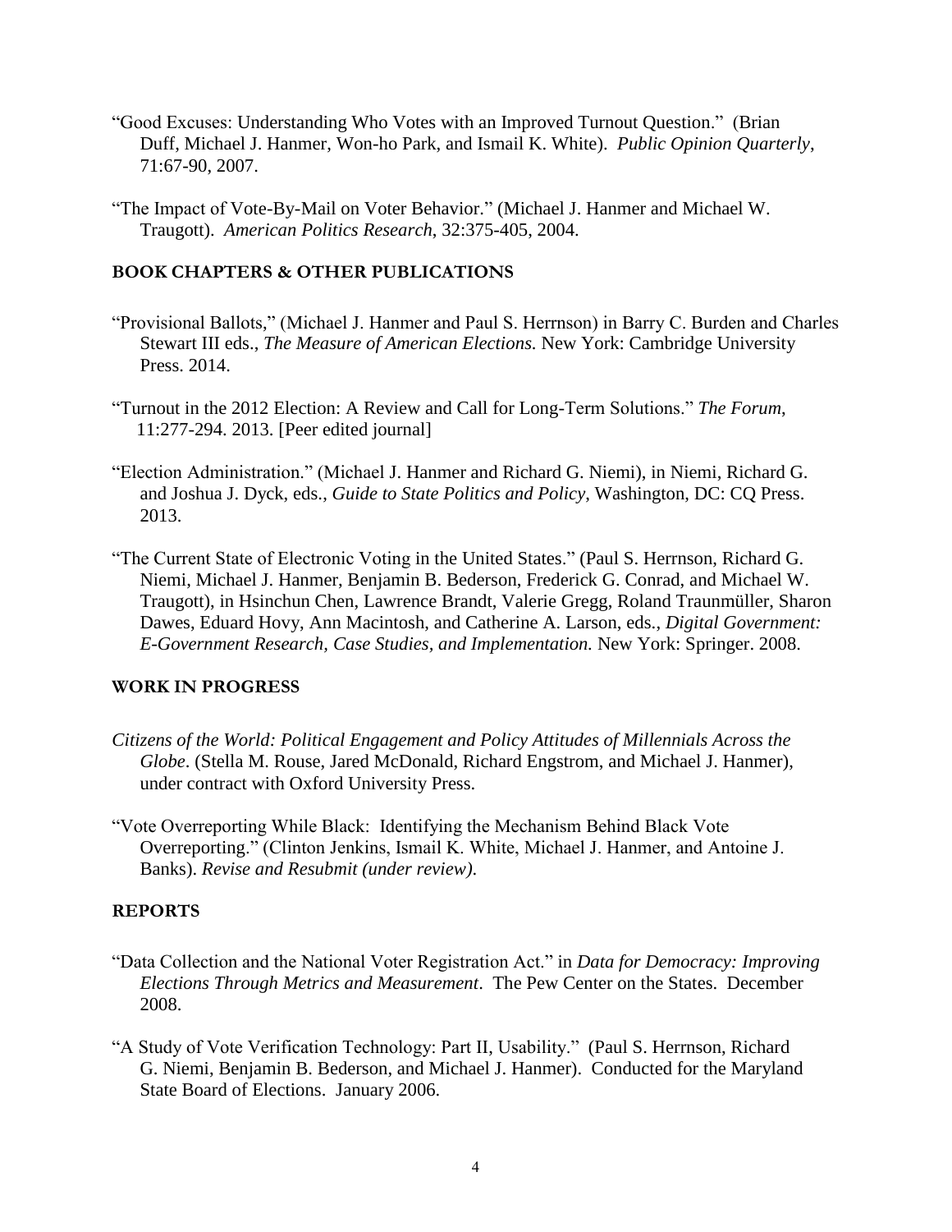"Good Excuses: Understanding Who Votes with an Improved Turnout Question." (Brian Duff, Michael J. Hanmer, Won-ho Park, and Ismail K. White). *Public Opinion Quarterly*, 71:67-90, 2007.

"The Impact of Vote-By-Mail on Voter Behavior." (Michael J. Hanmer and Michael W. Traugott). *American Politics Research*, 32:375-405, 2004.

## BOOK CHAPTERS & OTHER PUBLICATIONS

"Provisional Ballots," (Michael J. Hanmer and Paul S. Herrnson) in Barry C. Burden and Charles Stewart III eds., *The Measure of American Elections.* New York: Cambridge University Press. 2014.

"Turnout in the 2012 Election: A Review and Call for Long-Term Solutions." *The Forum*, 11:277-294. 2013. [Peer edited journal]

"Election Administration." (Michael J. Hanmer and Richard G. Niemi), in Niemi, Richard G. and Joshua J. Dyck, eds., *Guide to State Politics and Policy*, Washington, DC: CQ Press. 2013.

"The Current State of Electronic Voting in the United States." (Paul S. Herrnson, Richard G. Niemi, Michael J. Hanmer, Benjamin B. Bederson, Frederick G. Conrad, and Michael W. Traugott), in Hsinchun Chen, Lawrence Brandt, Valerie Gregg, Roland Traunmüller, Sharon Dawes, Eduard Hovy, Ann Macintosh, and Catherine A. Larson, eds., *Digital Government: E-Government Research, Case Studies, and Implementation.* New York: Springer. 2008.

## WORK IN PROGRESS

*Citizens of the World: Political Engagement and Policy Attitudes of Millennials Across the Globe*. (Stella M. Rouse, Jared McDonald, Richard Engstrom, and Michael J. Hanmer), under contract with Oxford University Press.

"Vote Overreporting While Black: Identifying the Mechanism Behind Black Vote Overreporting." (Clinton Jenkins, Ismail K. White, Michael J. Hanmer, and Antoine J. Banks). *Revise and Resubmit (under review).*

## REPORTS

"Data Collection and the National Voter Registration Act." in *Data for Democracy: Improving Elections Through Metrics and Measurement*. The Pew Center on the States. December 2008.

"A Study of Vote Verification Technology: Part II, Usability." (Paul S. Herrnson, Richard G. Niemi, Benjamin B. Bederson, and Michael J. Hanmer). Conducted for the Maryland State Board of Elections. January 2006.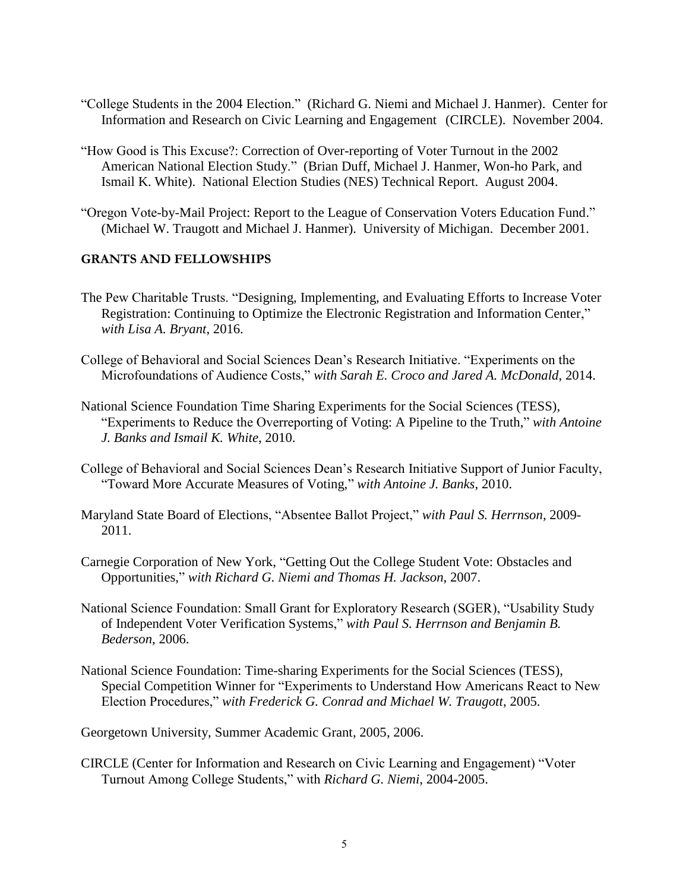"College Students in the 2004 Election." (Richard G. Niemi and Michael J. Hanmer). Center for Information and Research on Civic Learning and Engagement (CIRCLE). November 2004.

"How Good is This Excuse?: Correction of Over-reporting of Voter Turnout in the 2002 American National Election Study." (Brian Duff, Michael J. Hanmer, Won-ho Park, and Ismail K. White). National Election Studies (NES) Technical Report. August 2004.

"Oregon Vote-by-Mail Project: Report to the League of Conservation Voters Education Fund." (Michael W. Traugott and Michael J. Hanmer). University of Michigan. December 2001.

## GRANTS AND FELLOWSHIPS

The Pew Charitable Trusts. "Designing, Implementing, and Evaluating Efforts to Increase Voter Registration: Continuing to Optimize the Electronic Registration and Information Center," *with Lisa A. Bryant*, 2016.

College of Behavioral and Social Sciences Dean's Research Initiative. "Experiments on the Microfoundations of Audience Costs," *with Sarah E. Croco and Jared A. McDonald*, 2014.

National Science Foundation Time Sharing Experiments for the Social Sciences (TESS), "Experiments to Reduce the Overreporting of Voting: A Pipeline to the Truth," *with Antoine J. Banks and Ismail K. White*, 2010.

College of Behavioral and Social Sciences Dean's Research Initiative Support of Junior Faculty, "Toward More Accurate Measures of Voting," *with Antoine J. Banks*, 2010.

Maryland State Board of Elections, "Absentee Ballot Project," *with Paul S. Herrnson*, 2009-2011.

Carnegie Corporation of New York, "Getting Out the College Student Vote: Obstacles and Opportunities," *with Richard G. Niemi and Thomas H. Jackson*, 2007.

National Science Foundation: Small Grant for Exploratory Research (SGER), "Usability Study of Independent Voter Verification Systems," *with Paul S. Herrnson and Benjamin B. Bederson*, 2006.

National Science Foundation: Time-sharing Experiments for the Social Sciences (TESS), Special Competition Winner for "Experiments to Understand How Americans React to New Election Procedures," *with Frederick G. Conrad and Michael W. Traugott*, 2005.

Georgetown University, Summer Academic Grant, 2005, 2006.

CIRCLE (Center for Information and Research on Civic Learning and Engagement) "Voter Turnout Among College Students," with *Richard G. Niemi*, 2004-2005.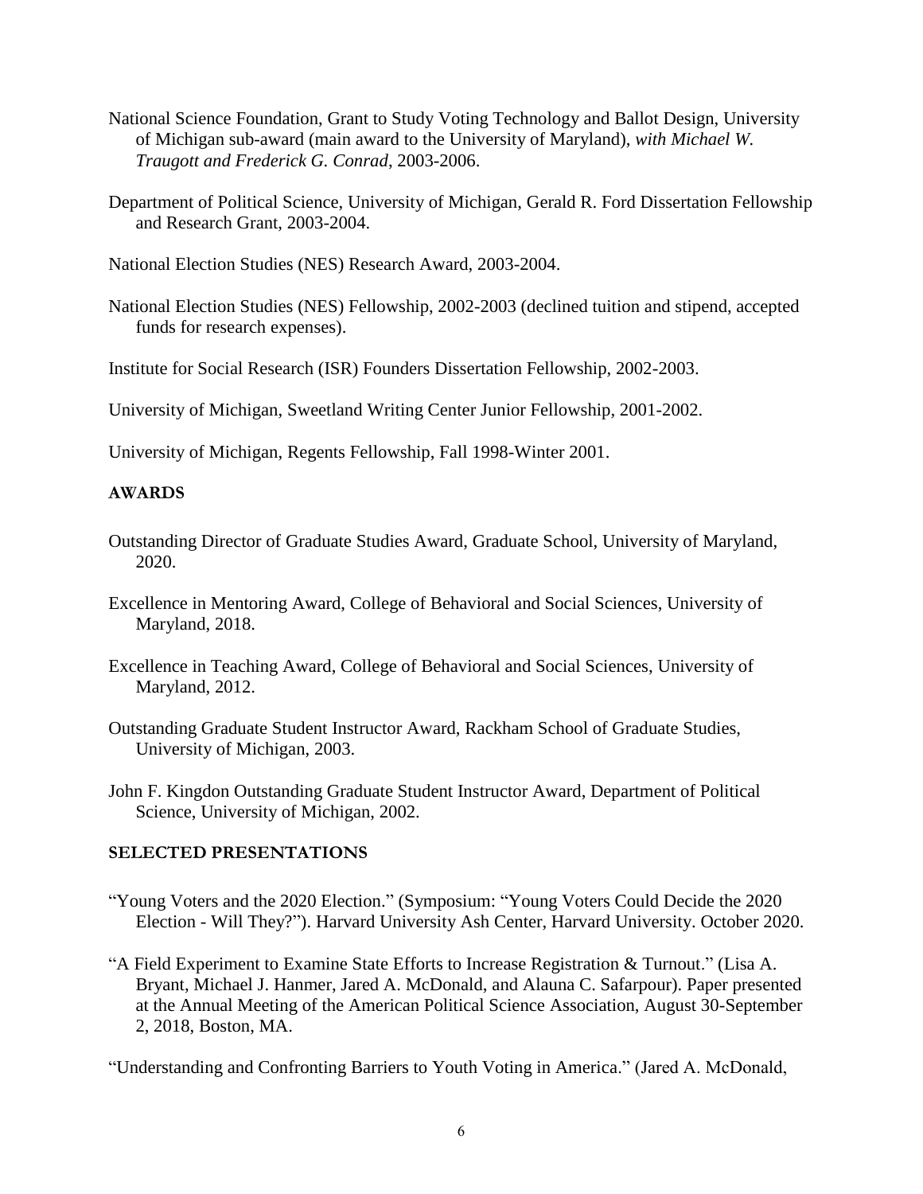National Science Foundation, Grant to Study Voting Technology and Ballot Design, University of Michigan sub-award (main award to the University of Maryland), *with Michael W. Traugott and Frederick G. Conrad*, 2003-2006.

Department of Political Science, University of Michigan, Gerald R. Ford Dissertation Fellowship and Research Grant, 2003-2004.

National Election Studies (NES) Research Award, 2003-2004.

National Election Studies (NES) Fellowship, 2002-2003 (declined tuition and stipend, accepted funds for research expenses).

Institute for Social Research (ISR) Founders Dissertation Fellowship, 2002-2003.

University of Michigan, Sweetland Writing Center Junior Fellowship, 2001-2002.

University of Michigan, Regents Fellowship, Fall 1998-Winter 2001.

## AWARDS

Outstanding Director of Graduate Studies Award, Graduate School, University of Maryland, 2020.

Excellence in Mentoring Award, College of Behavioral and Social Sciences, University of Maryland, 2018.

Excellence in Teaching Award, College of Behavioral and Social Sciences, University of Maryland, 2012.

Outstanding Graduate Student Instructor Award, Rackham School of Graduate Studies, University of Michigan, 2003.

John F. Kingdon Outstanding Graduate Student Instructor Award, Department of Political Science, University of Michigan, 2002.

## SELECTED PRESENTATIONS

"Young Voters and the 2020 Election." (Symposium: "Young Voters Could Decide the 2020 Election - Will They?"). Harvard University Ash Center, Harvard University. October 2020.

"A Field Experiment to Examine State Efforts to Increase Registration & Turnout." (Lisa A. Bryant, Michael J. Hanmer, Jared A. McDonald, and Alauna C. Safarpour). Paper presented at the Annual Meeting of the American Political Science Association, August 30-September 2, 2018, Boston, MA.

"Understanding and Confronting Barriers to Youth Voting in America." (Jared A. McDonald,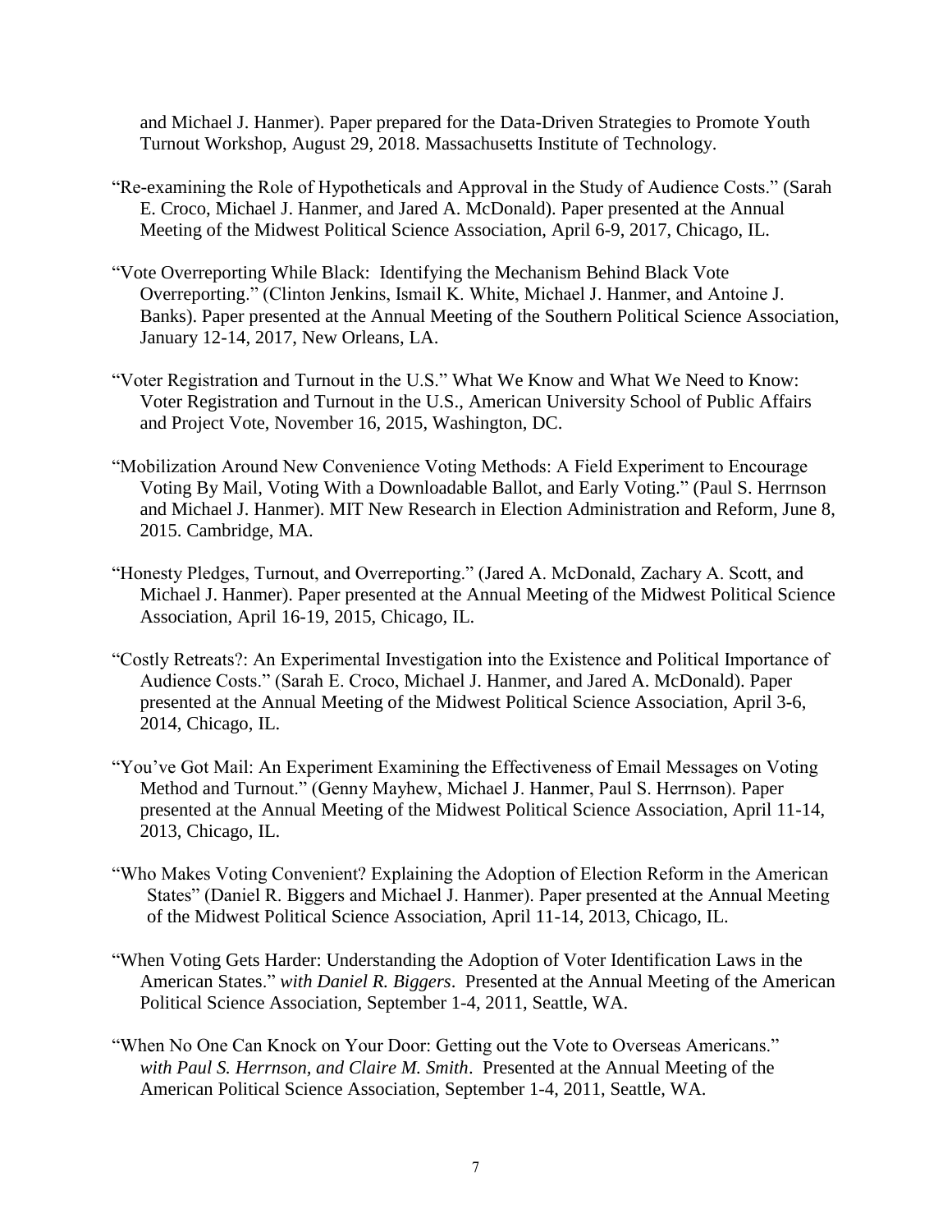and Michael J. Hanmer). Paper prepared for the Data-Driven Strategies to Promote Youth Turnout Workshop, August 29, 2018. Massachusetts Institute of Technology.

"Re-examining the Role of Hypotheticals and Approval in the Study of Audience Costs." (Sarah E. Croco, Michael J. Hanmer, and Jared A. McDonald). Paper presented at the Annual Meeting of the Midwest Political Science Association, April 6-9, 2017, Chicago, IL.

"Vote Overreporting While Black: Identifying the Mechanism Behind Black Vote Overreporting." (Clinton Jenkins, Ismail K. White, Michael J. Hanmer, and Antoine J. Banks). Paper presented at the Annual Meeting of the Southern Political Science Association, January 12-14, 2017, New Orleans, LA.

"Voter Registration and Turnout in the U.S." What We Know and What We Need to Know: Voter Registration and Turnout in the U.S., American University School of Public Affairs and Project Vote, November 16, 2015, Washington, DC.

"Mobilization Around New Convenience Voting Methods: A Field Experiment to Encourage Voting By Mail, Voting With a Downloadable Ballot, and Early Voting." (Paul S. Herrnson and Michael J. Hanmer). MIT New Research in Election Administration and Reform, June 8, 2015. Cambridge, MA.

"Honesty Pledges, Turnout, and Overreporting." (Jared A. McDonald, Zachary A. Scott, and Michael J. Hanmer). Paper presented at the Annual Meeting of the Midwest Political Science Association, April 16-19, 2015, Chicago, IL.

"Costly Retreats?: An Experimental Investigation into the Existence and Political Importance of Audience Costs." (Sarah E. Croco, Michael J. Hanmer, and Jared A. McDonald). Paper presented at the Annual Meeting of the Midwest Political Science Association, April 3-6, 2014, Chicago, IL.

"You've Got Mail: An Experiment Examining the Effectiveness of Email Messages on Voting Method and Turnout." (Genny Mayhew, Michael J. Hanmer, Paul S. Herrnson). Paper presented at the Annual Meeting of the Midwest Political Science Association, April 11-14, 2013, Chicago, IL.

"Who Makes Voting Convenient? Explaining the Adoption of Election Reform in the American States" (Daniel R. Biggers and Michael J. Hanmer). Paper presented at the Annual Meeting of the Midwest Political Science Association, April 11-14, 2013, Chicago, IL.

"When Voting Gets Harder: Understanding the Adoption of Voter Identification Laws in the American States." *with Daniel R. Biggers*. Presented at the Annual Meeting of the American Political Science Association, September 1-4, 2011, Seattle, WA.

"When No One Can Knock on Your Door: Getting out the Vote to Overseas Americans." *with Paul S. Herrnson, and Claire M. Smith*. Presented at the Annual Meeting of the American Political Science Association, September 1-4, 2011, Seattle, WA.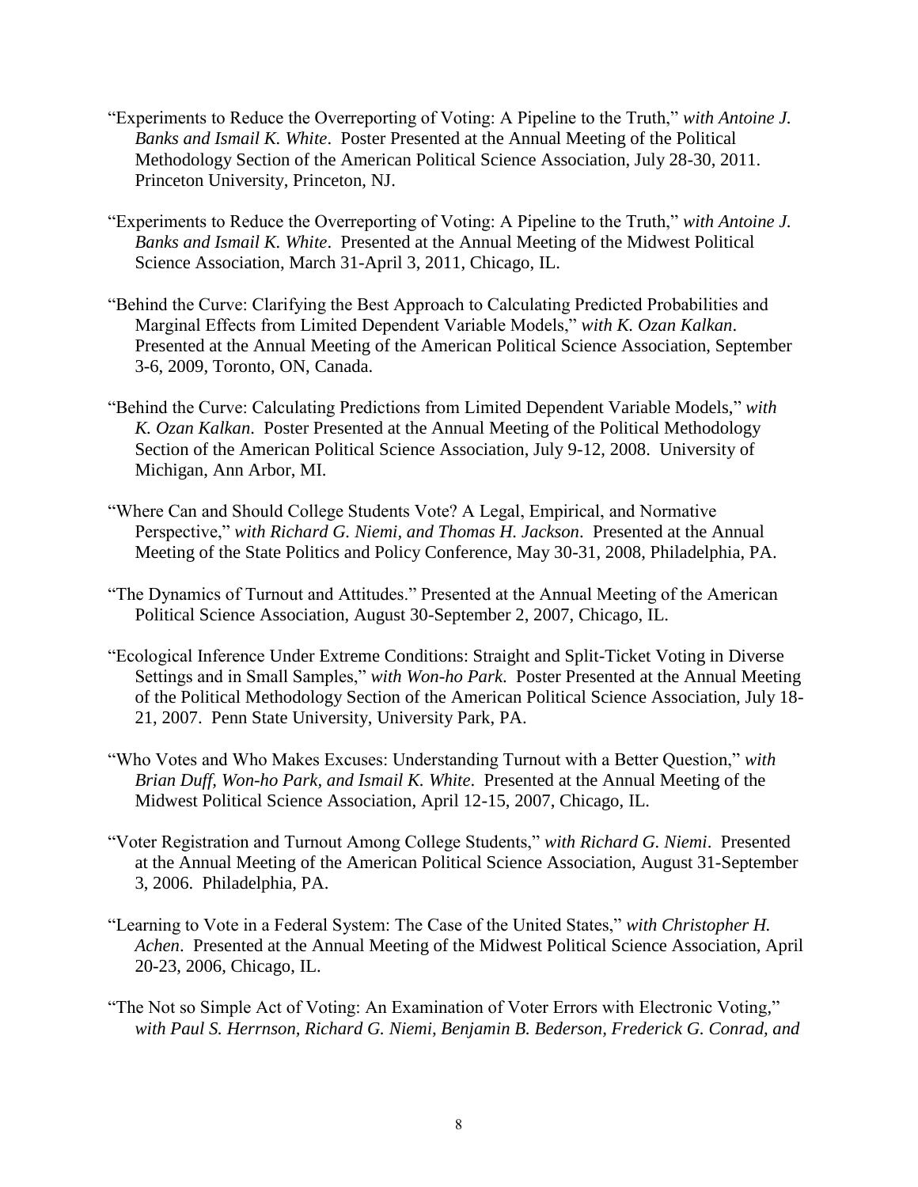"Experiments to Reduce the Overreporting of Voting: A Pipeline to the Truth," *with Antoine J. Banks and Ismail K. White*. Poster Presented at the Annual Meeting of the Political Methodology Section of the American Political Science Association, July 28-30, 2011. Princeton University, Princeton, NJ.

"Experiments to Reduce the Overreporting of Voting: A Pipeline to the Truth," *with Antoine J. Banks and Ismail K. White*. Presented at the Annual Meeting of the Midwest Political Science Association, March 31-April 3, 2011, Chicago, IL.

"Behind the Curve: Clarifying the Best Approach to Calculating Predicted Probabilities and Marginal Effects from Limited Dependent Variable Models," *with K. Ozan Kalkan*. Presented at the Annual Meeting of the American Political Science Association, September 3-6, 2009, Toronto, ON, Canada.

"Behind the Curve: Calculating Predictions from Limited Dependent Variable Models," *with K. Ozan Kalkan*. Poster Presented at the Annual Meeting of the Political Methodology Section of the American Political Science Association, July 9-12, 2008. University of Michigan, Ann Arbor, MI.

"Where Can and Should College Students Vote? A Legal, Empirical, and Normative Perspective," *with Richard G. Niemi, and Thomas H. Jackson*. Presented at the Annual Meeting of the State Politics and Policy Conference, May 30-31, 2008, Philadelphia, PA.

"The Dynamics of Turnout and Attitudes." Presented at the Annual Meeting of the American Political Science Association, August 30-September 2, 2007, Chicago, IL.

"Ecological Inference Under Extreme Conditions: Straight and Split-Ticket Voting in Diverse Settings and in Small Samples," *with Won-ho Park*. Poster Presented at the Annual Meeting of the Political Methodology Section of the American Political Science Association, July 18-21, 2007. Penn State University, University Park, PA.

"Who Votes and Who Makes Excuses: Understanding Turnout with a Better Question," *with Brian Duff, Won-ho Park, and Ismail K. White*. Presented at the Annual Meeting of the Midwest Political Science Association, April 12-15, 2007, Chicago, IL.

"Voter Registration and Turnout Among College Students," *with Richard G. Niemi*. Presented at the Annual Meeting of the American Political Science Association, August 31-September 3, 2006. Philadelphia, PA.

"Learning to Vote in a Federal System: The Case of the United States," *with Christopher H. Achen*. Presented at the Annual Meeting of the Midwest Political Science Association, April 20-23, 2006, Chicago, IL.

"The Not so Simple Act of Voting: An Examination of Voter Errors with Electronic Voting," *with Paul S. Herrnson, Richard G. Niemi, Benjamin B. Bederson, Frederick G. Conrad, and*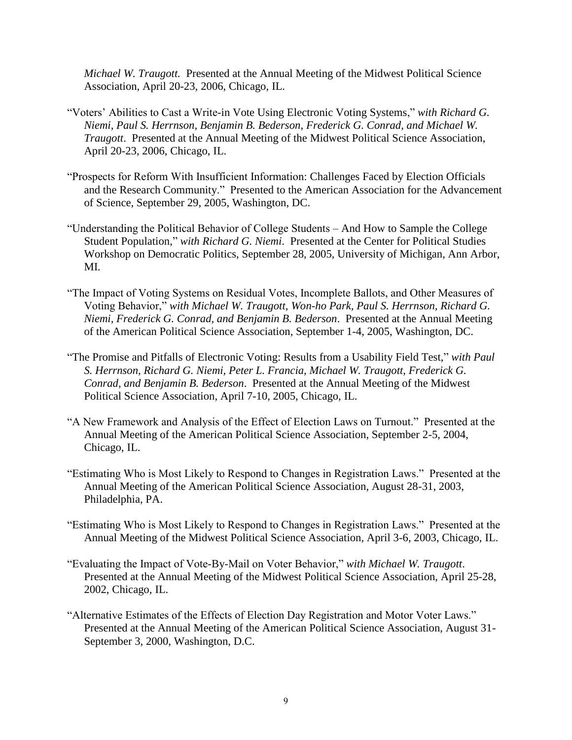*Michael W. Traugott.* Presented at the Annual Meeting of the Midwest Political Science Association, April 20-23, 2006, Chicago, IL.

"Voters' Abilities to Cast a Write-in Vote Using Electronic Voting Systems," *with Richard G. Niemi, Paul S. Herrnson, Benjamin B. Bederson, Frederick G. Conrad, and Michael W. Traugott*. Presented at the Annual Meeting of the Midwest Political Science Association, April 20-23, 2006, Chicago, IL.

"Prospects for Reform With Insufficient Information: Challenges Faced by Election Officials and the Research Community." Presented to the American Association for the Advancement of Science, September 29, 2005, Washington, DC.

"Understanding the Political Behavior of College Students – And How to Sample the College Student Population," *with Richard G. Niemi*. Presented at the Center for Political Studies Workshop on Democratic Politics, September 28, 2005, University of Michigan, Ann Arbor, MI.

"The Impact of Voting Systems on Residual Votes, Incomplete Ballots, and Other Measures of Voting Behavior," *with Michael W. Traugott, Won-ho Park, Paul S. Herrnson, Richard G. Niemi, Frederick G. Conrad, and Benjamin B. Bederson*. Presented at the Annual Meeting of the American Political Science Association, September 1-4, 2005, Washington, DC.

"The Promise and Pitfalls of Electronic Voting: Results from a Usability Field Test," *with Paul S. Herrnson, Richard G. Niemi, Peter L. Francia, Michael W. Traugott, Frederick G. Conrad, and Benjamin B. Bederson*. Presented at the Annual Meeting of the Midwest Political Science Association, April 7-10, 2005, Chicago, IL.

"A New Framework and Analysis of the Effect of Election Laws on Turnout." Presented at the Annual Meeting of the American Political Science Association, September 2-5, 2004, Chicago, IL.

"Estimating Who is Most Likely to Respond to Changes in Registration Laws." Presented at the Annual Meeting of the American Political Science Association, August 28-31, 2003, Philadelphia, PA.

"Estimating Who is Most Likely to Respond to Changes in Registration Laws." Presented at the Annual Meeting of the Midwest Political Science Association, April 3-6, 2003, Chicago, IL.

"Evaluating the Impact of Vote-By-Mail on Voter Behavior," *with Michael W. Traugott*. Presented at the Annual Meeting of the Midwest Political Science Association, April 25-28, 2002, Chicago, IL.

"Alternative Estimates of the Effects of Election Day Registration and Motor Voter Laws." Presented at the Annual Meeting of the American Political Science Association, August 31-September 3, 2000, Washington, D.C.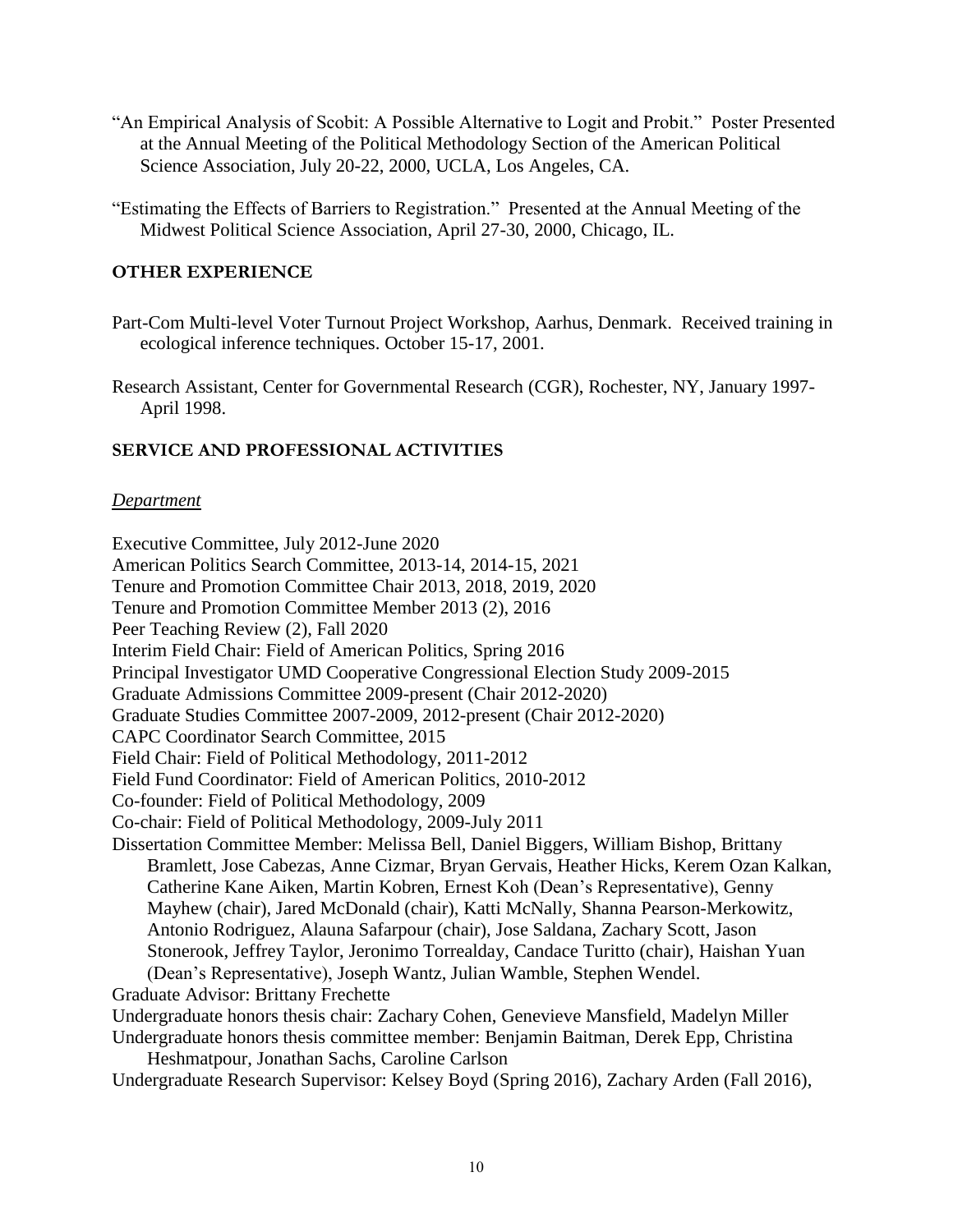"An Empirical Analysis of Scobit: A Possible Alternative to Logit and Probit." Poster Presented at the Annual Meeting of the Political Methodology Section of the American Political Science Association, July 20-22, 2000, UCLA, Los Angeles, CA.

"Estimating the Effects of Barriers to Registration." Presented at the Annual Meeting of the Midwest Political Science Association, April 27-30, 2000, Chicago, IL.

## OTHER EXPERIENCE

Part-Com Multi-level Voter Turnout Project Workshop, Aarhus, Denmark. Received training in ecological inference techniques. October 15-17, 2001.

Research Assistant, Center for Governmental Research (CGR), Rochester, NY, January 1997-April 1998.

## SERVICE AND PROFESSIONAL ACTIVITIES

### *Department*

Executive Committee, July 2012-June 2020
American Politics Search Committee, 2013-14, 2014-15, 2021
Tenure and Promotion Committee Chair 2013, 2018, 2019, 2020
Tenure and Promotion Committee Member 2013 (2), 2016
Peer Teaching Review (2), Fall 2020
Interim Field Chair: Field of American Politics, Spring 2016
Principal Investigator UMD Cooperative Congressional Election Study 2009-2015
Graduate Admissions Committee 2009-present (Chair 2012-2020)
Graduate Studies Committee 2007-2009, 2012-present (Chair 2012-2020)
CAPC Coordinator Search Committee, 2015
Field Chair: Field of Political Methodology, 2011-2012
Field Fund Coordinator: Field of American Politics, 2010-2012
Co-founder: Field of Political Methodology, 2009
Co-chair: Field of Political Methodology, 2009-July 2011
Dissertation Committee Member: Melissa Bell, Daniel Biggers, William Bishop, Brittany Bramlett, Jose Cabezas, Anne Cizmar, Bryan Gervais, Heather Hicks, Kerem Ozan Kalkan, Catherine Kane Aiken, Martin Kobren, Ernest Koh (Dean's Representative), Genny Mayhew (chair), Jared McDonald (chair), Katti McNally, Shanna Pearson-Merkowitz, Antonio Rodriguez, Alauna Safarpour (chair), Jose Saldana, Zachary Scott, Jason Stonerook, Jeffrey Taylor, Jeronimo Torrealday, Candace Turitto (chair), Haishan Yuan (Dean's Representative), Joseph Wantz, Julian Wamble, Stephen Wendel.
Graduate Advisor: Brittany Frechette
Undergraduate honors thesis chair: Zachary Cohen, Genevieve Mansfield, Madelyn Miller
Undergraduate honors thesis committee member: Benjamin Baitman, Derek Epp, Christina Heshmatpour, Jonathan Sachs, Caroline Carlson
Undergraduate Research Supervisor: Kelsey Boyd (Spring 2016), Zachary Arden (Fall 2016),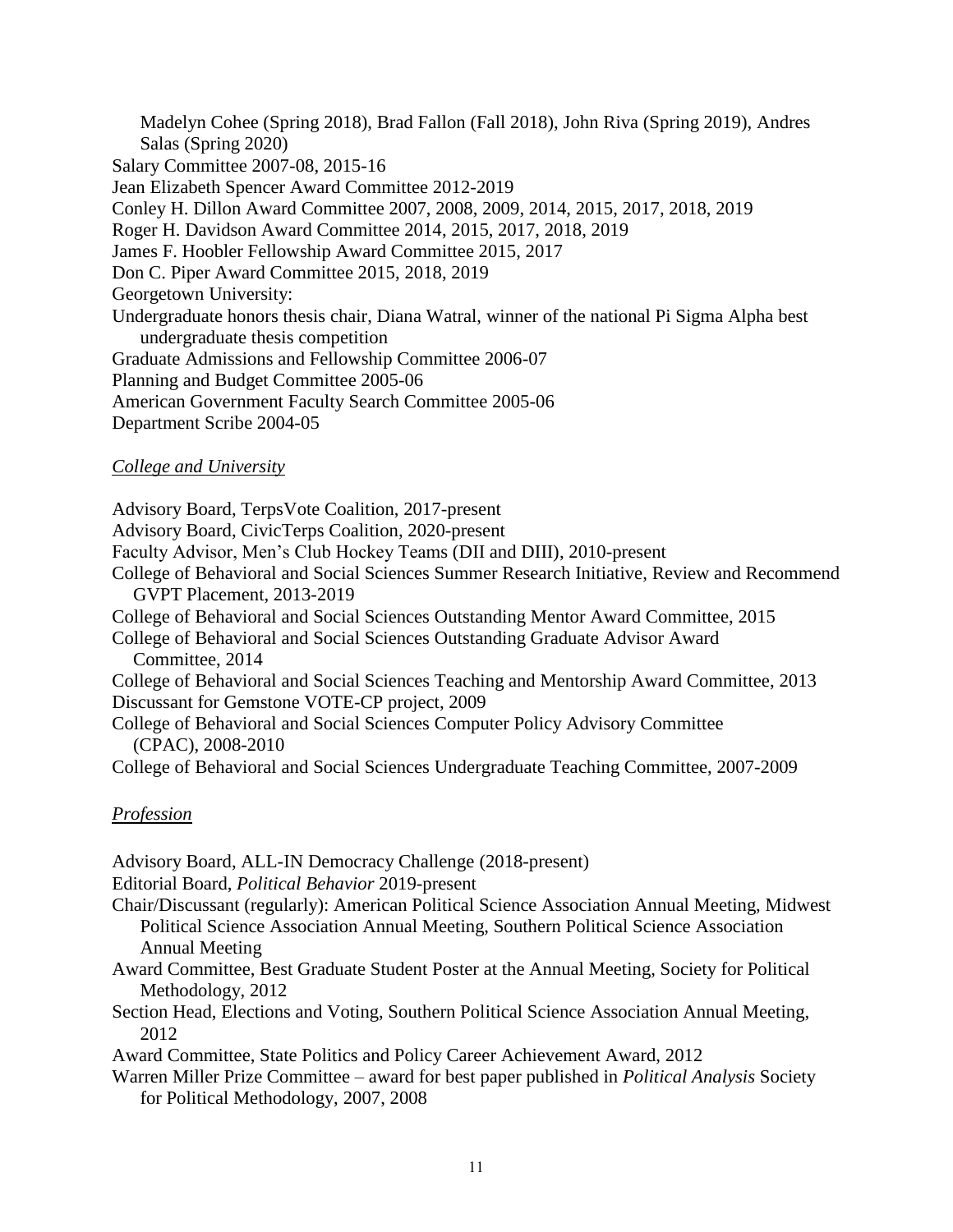Madelyn Cohee (Spring 2018), Brad Fallon (Fall 2018), John Riva (Spring 2019), Andres Salas (Spring 2020)

Salary Committee 2007-08, 2015-16

Jean Elizabeth Spencer Award Committee 2012-2019

Conley H. Dillon Award Committee 2007, 2008, 2009, 2014, 2015, 2017, 2018, 2019

Roger H. Davidson Award Committee 2014, 2015, 2017, 2018, 2019

James F. Hoobler Fellowship Award Committee 2015, 2017

Don C. Piper Award Committee 2015, 2018, 2019

Georgetown University:

Undergraduate honors thesis chair, Diana Watral, winner of the national Pi Sigma Alpha best undergraduate thesis competition

Graduate Admissions and Fellowship Committee 2006-07

Planning and Budget Committee 2005-06

American Government Faculty Search Committee 2005-06

Department Scribe 2004-05

*College and University*

Advisory Board, TerpsVote Coalition, 2017-present

Advisory Board, CivicTerps Coalition, 2020-present

Faculty Advisor, Men's Club Hockey Teams (DII and DIII), 2010-present

College of Behavioral and Social Sciences Summer Research Initiative, Review and Recommend GVPT Placement, 2013-2019

College of Behavioral and Social Sciences Outstanding Mentor Award Committee, 2015

College of Behavioral and Social Sciences Outstanding Graduate Advisor Award Committee, 2014

College of Behavioral and Social Sciences Teaching and Mentorship Award Committee, 2013

Discussant for Gemstone VOTE-CP project, 2009

College of Behavioral and Social Sciences Computer Policy Advisory Committee (CPAC), 2008-2010

College of Behavioral and Social Sciences Undergraduate Teaching Committee, 2007-2009

*Profession*

Advisory Board, ALL-IN Democracy Challenge (2018-present)

Editorial Board, *Political Behavior* 2019-present

Chair/Discussant (regularly): American Political Science Association Annual Meeting, Midwest Political Science Association Annual Meeting, Southern Political Science Association Annual Meeting

Award Committee, Best Graduate Student Poster at the Annual Meeting, Society for Political Methodology, 2012

Section Head, Elections and Voting, Southern Political Science Association Annual Meeting, 2012

Award Committee, State Politics and Policy Career Achievement Award, 2012

Warren Miller Prize Committee – award for best paper published in *Political Analysis* Society for Political Methodology, 2007, 2008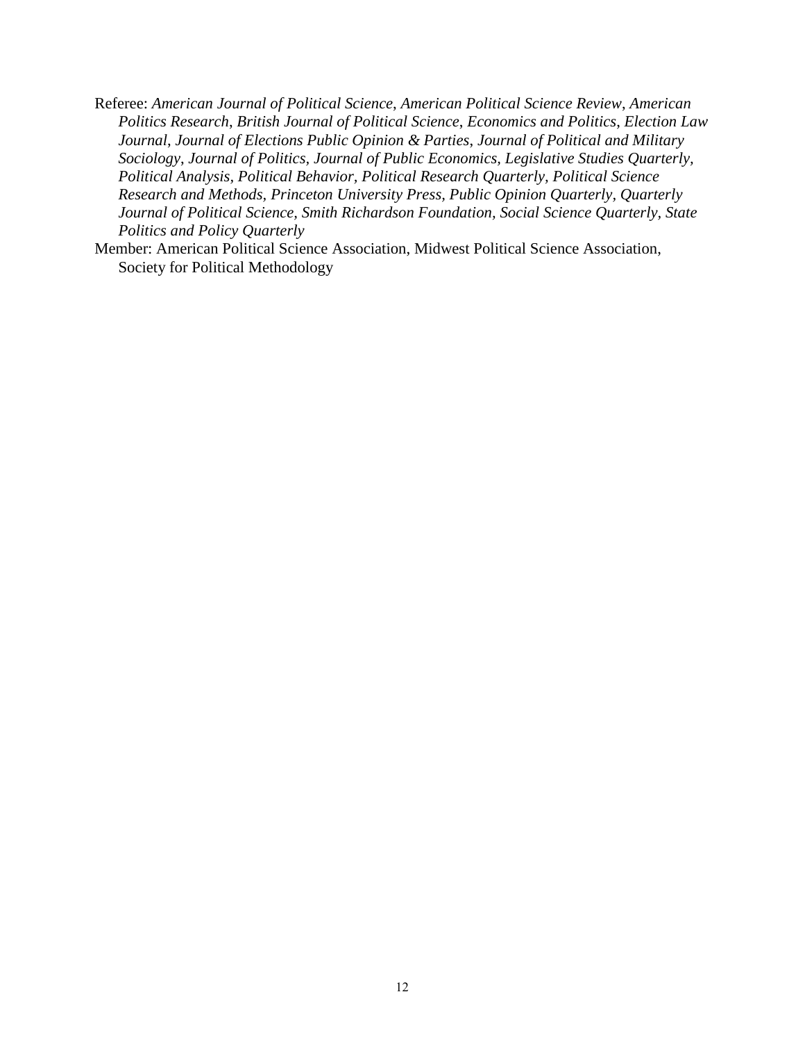Referee: *American Journal of Political Science*, *American Political Science Review*, *American Politics Research*, *British Journal of Political Science*, *Economics and Politics*, *Election Law Journal*, *Journal of Elections Public Opinion & Parties*, *Journal of Political and Military Sociology*, *Journal of Politics*, *Journal of Public Economics*, *Legislative Studies Quarterly*, *Political Analysis*, *Political Behavior*, *Political Research Quarterly*, *Political Science Research and Methods*, *Princeton University Press*, *Public Opinion Quarterly*, *Quarterly Journal of Political Science*, *Smith Richardson Foundation*, *Social Science Quarterly*, *State Politics and Policy Quarterly*

Member: American Political Science Association, Midwest Political Science Association, Society for Political Methodology